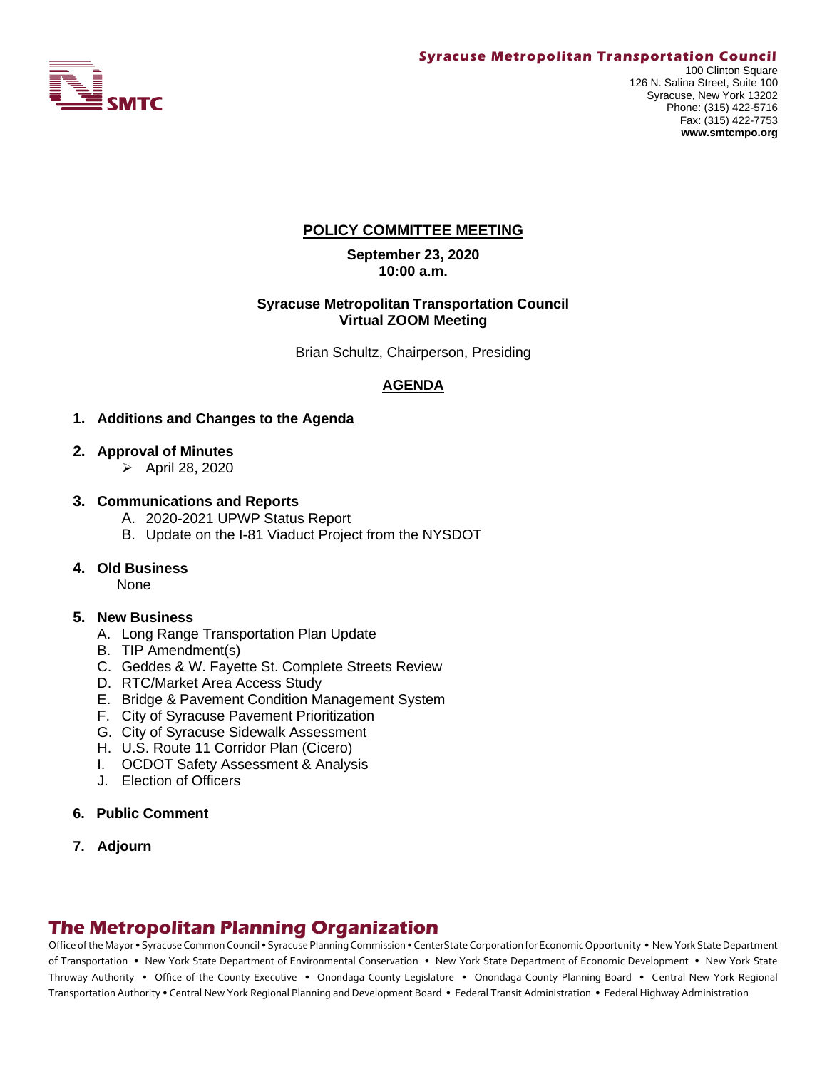**Syracuse Metropolitan Transportation Council**

SMTC

100 Clinton Square
126 N. Salina Street, Suite 100
Syracuse, New York 13202
Phone: (315) 422-5716
Fax: (315) 422-7753
**www.smtcmpo.org**

# POLICY COMMITTEE MEETING

**September 23, 2020**
**10:00 a.m.**

**Syracuse Metropolitan Transportation Council**
**Virtual ZOOM Meeting**

Brian Schultz, Chairperson, Presiding

## AGENDA

1. **Additions and Changes to the Agenda**

2. **Approval of Minutes**
   - April 28, 2020

3. **Communications and Reports**
   - A. 2020-2021 UPWP Status Report
   - B. Update on the I-81 Viaduct Project from the NYSDOT

4. **Old Business**
   None

5. **New Business**
   - A. Long Range Transportation Plan Update
   - B. TIP Amendment(s)
   - C. Geddes & W. Fayette St. Complete Streets Review
   - D. RTC/Market Area Access Study
   - E. Bridge & Pavement Condition Management System
   - F. City of Syracuse Pavement Prioritization
   - G. City of Syracuse Sidewalk Assessment
   - H. U.S. Route 11 Corridor Plan (Cicero)
   - I. OCDOT Safety Assessment & Analysis
   - J. Election of Officers

6. **Public Comment**

7. **Adjourn**

## The Metropolitan Planning Organization

Office of the Mayor • Syracuse Common Council • Syracuse Planning Commission • CenterState Corporation for Economic Opportunity • New York State Department of Transportation • New York State Department of Environmental Conservation • New York State Department of Economic Development • New York State Thruway Authority • Office of the County Executive • Onondaga County Legislature • Onondaga County Planning Board • Central New York Regional Transportation Authority • Central New York Regional Planning and Development Board • Federal Transit Administration • Federal Highway Administration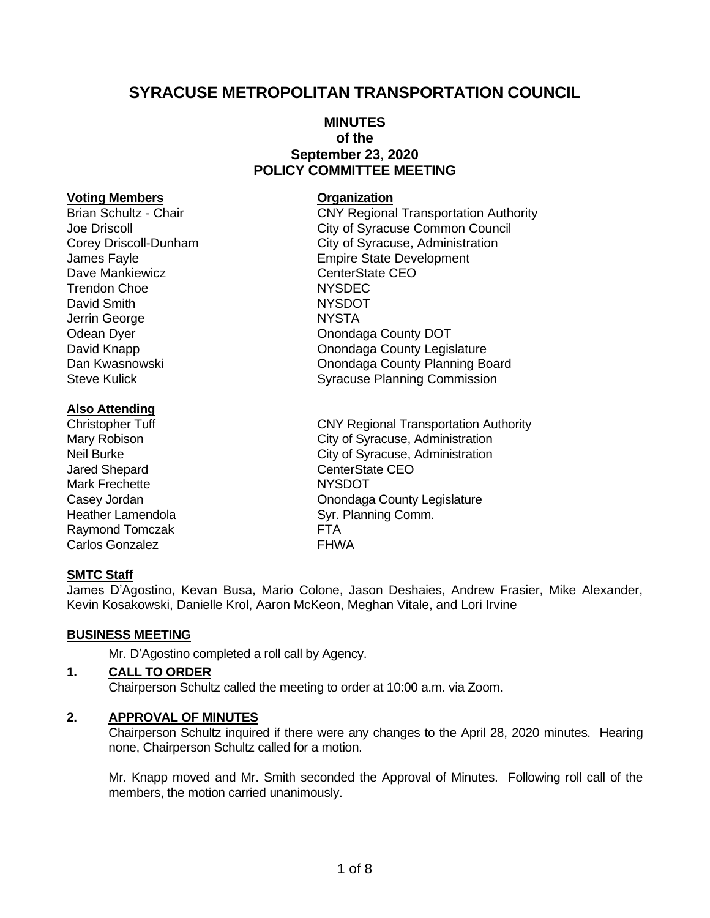# SYRACUSE METROPOLITAN TRANSPORTATION COUNCIL

## MINUTES
## of the
## September 23, 2020
## POLICY COMMITTEE MEETING

| **Voting Members** | **Organization** |
|---|---|
| Brian Schultz - Chair | CNY Regional Transportation Authority |
| Joe Driscoll | City of Syracuse Common Council |
| Corey Driscoll-Dunham | City of Syracuse, Administration |
| James Fayle | Empire State Development |
| Dave Mankiewicz | CenterState CEO |
| Trendon Choe | NYSDEC |
| David Smith | NYSDOT |
| Jerrin George | NYSTA |
| Odean Dyer | Onondaga County DOT |
| David Knapp | Onondaga County Legislature |
| Dan Kwasnowski | Onondaga County Planning Board |
| Steve Kulick | Syracuse Planning Commission |

| **Also Attending** | |
|---|---|
| Christopher Tuff | CNY Regional Transportation Authority |
| Mary Robison | City of Syracuse, Administration |
| Neil Burke | City of Syracuse, Administration |
| Jared Shepard | CenterState CEO |
| Mark Frechette | NYSDOT |
| Casey Jordan | Onondaga County Legislature |
| Heather Lamendola | Syr. Planning Comm. |
| Raymond Tomczak | FTA |
| Carlos Gonzalez | FHWA |

**SMTC Staff**

James D'Agostino, Kevan Busa, Mario Colone, Jason Deshaies, Andrew Frasier, Mike Alexander, Kevin Kosakowski, Danielle Krol, Aaron McKeon, Meghan Vitale, and Lori Irvine

**BUSINESS MEETING**

Mr. D'Agostino completed a roll call by Agency.

**1. CALL TO ORDER**

Chairperson Schultz called the meeting to order at 10:00 a.m. via Zoom.

**2. APPROVAL OF MINUTES**

Chairperson Schultz inquired if there were any changes to the April 28, 2020 minutes. Hearing none, Chairperson Schultz called for a motion.

Mr. Knapp moved and Mr. Smith seconded the Approval of Minutes. Following roll call of the members, the motion carried unanimously.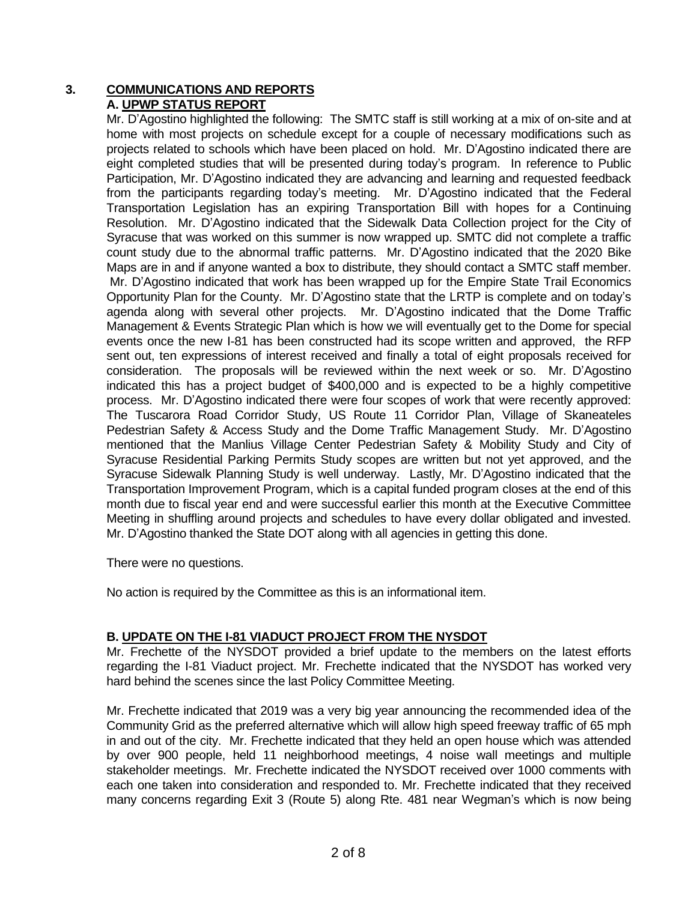## 3. COMMUNICATIONS AND REPORTS

### A. UPWP STATUS REPORT

Mr. D'Agostino highlighted the following: The SMTC staff is still working at a mix of on-site and at home with most projects on schedule except for a couple of necessary modifications such as projects related to schools which have been placed on hold. Mr. D'Agostino indicated there are eight completed studies that will be presented during today's program. In reference to Public Participation, Mr. D'Agostino indicated they are advancing and learning and requested feedback from the participants regarding today's meeting. Mr. D'Agostino indicated that the Federal Transportation Legislation has an expiring Transportation Bill with hopes for a Continuing Resolution. Mr. D'Agostino indicated that the Sidewalk Data Collection project for the City of Syracuse that was worked on this summer is now wrapped up. SMTC did not complete a traffic count study due to the abnormal traffic patterns. Mr. D'Agostino indicated that the 2020 Bike Maps are in and if anyone wanted a box to distribute, they should contact a SMTC staff member. Mr. D'Agostino indicated that work has been wrapped up for the Empire State Trail Economics Opportunity Plan for the County. Mr. D'Agostino state that the LRTP is complete and on today's agenda along with several other projects. Mr. D'Agostino indicated that the Dome Traffic Management & Events Strategic Plan which is how we will eventually get to the Dome for special events once the new I-81 has been constructed had its scope written and approved, the RFP sent out, ten expressions of interest received and finally a total of eight proposals received for consideration. The proposals will be reviewed within the next week or so. Mr. D'Agostino indicated this has a project budget of $400,000 and is expected to be a highly competitive process. Mr. D'Agostino indicated there were four scopes of work that were recently approved: The Tuscarora Road Corridor Study, US Route 11 Corridor Plan, Village of Skaneateles Pedestrian Safety & Access Study and the Dome Traffic Management Study. Mr. D'Agostino mentioned that the Manlius Village Center Pedestrian Safety & Mobility Study and City of Syracuse Residential Parking Permits Study scopes are written but not yet approved, and the Syracuse Sidewalk Planning Study is well underway. Lastly, Mr. D'Agostino indicated that the Transportation Improvement Program, which is a capital funded program closes at the end of this month due to fiscal year end and were successful earlier this month at the Executive Committee Meeting in shuffling around projects and schedules to have every dollar obligated and invested. Mr. D'Agostino thanked the State DOT along with all agencies in getting this done.

There were no questions.

No action is required by the Committee as this is an informational item.

### B. UPDATE ON THE I-81 VIADUCT PROJECT FROM THE NYSDOT

Mr. Frechette of the NYSDOT provided a brief update to the members on the latest efforts regarding the I-81 Viaduct project. Mr. Frechette indicated that the NYSDOT has worked very hard behind the scenes since the last Policy Committee Meeting.

Mr. Frechette indicated that 2019 was a very big year announcing the recommended idea of the Community Grid as the preferred alternative which will allow high speed freeway traffic of 65 mph in and out of the city. Mr. Frechette indicated that they held an open house which was attended by over 900 people, held 11 neighborhood meetings, 4 noise wall meetings and multiple stakeholder meetings. Mr. Frechette indicated the NYSDOT received over 1000 comments with each one taken into consideration and responded to. Mr. Frechette indicated that they received many concerns regarding Exit 3 (Route 5) along Rte. 481 near Wegman's which is now being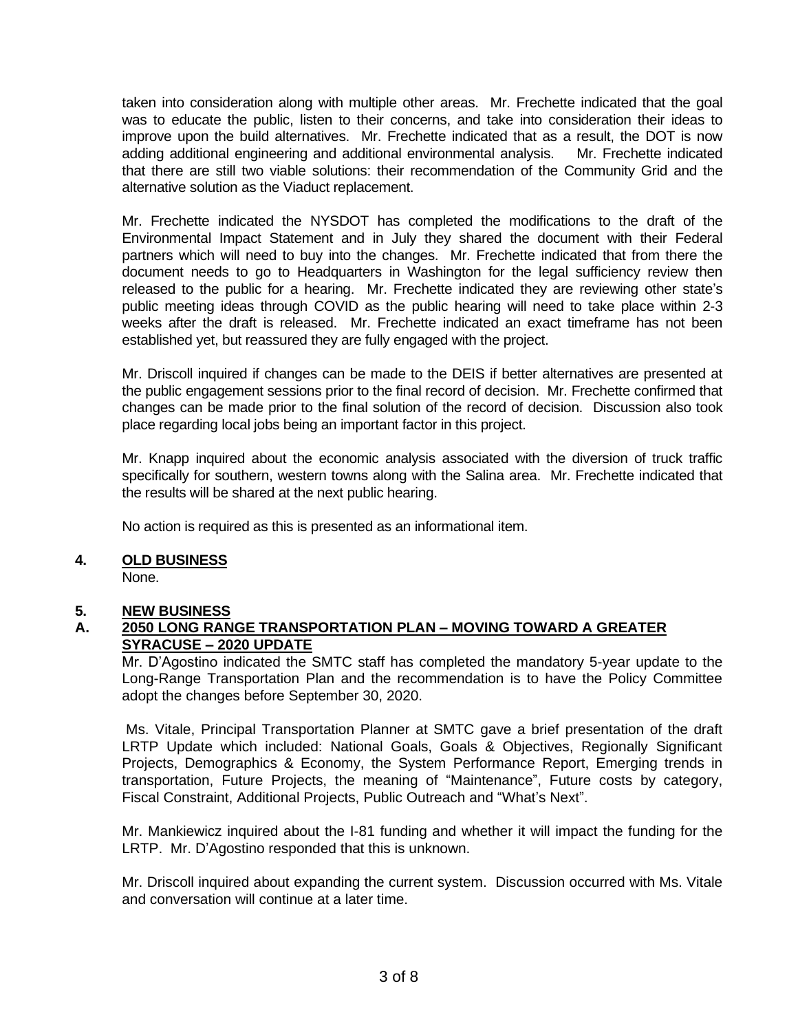taken into consideration along with multiple other areas. Mr. Frechette indicated that the goal was to educate the public, listen to their concerns, and take into consideration their ideas to improve upon the build alternatives. Mr. Frechette indicated that as a result, the DOT is now adding additional engineering and additional environmental analysis. Mr. Frechette indicated that there are still two viable solutions: their recommendation of the Community Grid and the alternative solution as the Viaduct replacement.

Mr. Frechette indicated the NYSDOT has completed the modifications to the draft of the Environmental Impact Statement and in July they shared the document with their Federal partners which will need to buy into the changes. Mr. Frechette indicated that from there the document needs to go to Headquarters in Washington for the legal sufficiency review then released to the public for a hearing. Mr. Frechette indicated they are reviewing other state's public meeting ideas through COVID as the public hearing will need to take place within 2-3 weeks after the draft is released. Mr. Frechette indicated an exact timeframe has not been established yet, but reassured they are fully engaged with the project.

Mr. Driscoll inquired if changes can be made to the DEIS if better alternatives are presented at the public engagement sessions prior to the final record of decision. Mr. Frechette confirmed that changes can be made prior to the final solution of the record of decision. Discussion also took place regarding local jobs being an important factor in this project.

Mr. Knapp inquired about the economic analysis associated with the diversion of truck traffic specifically for southern, western towns along with the Salina area. Mr. Frechette indicated that the results will be shared at the next public hearing.

No action is required as this is presented as an informational item.

## 4. OLD BUSINESS

None.

## 5. NEW BUSINESS

### A. 2050 LONG RANGE TRANSPORTATION PLAN – MOVING TOWARD A GREATER SYRACUSE – 2020 UPDATE

Mr. D'Agostino indicated the SMTC staff has completed the mandatory 5-year update to the Long-Range Transportation Plan and the recommendation is to have the Policy Committee adopt the changes before September 30, 2020.

Ms. Vitale, Principal Transportation Planner at SMTC gave a brief presentation of the draft LRTP Update which included: National Goals, Goals & Objectives, Regionally Significant Projects, Demographics & Economy, the System Performance Report, Emerging trends in transportation, Future Projects, the meaning of "Maintenance", Future costs by category, Fiscal Constraint, Additional Projects, Public Outreach and "What's Next".

Mr. Mankiewicz inquired about the I-81 funding and whether it will impact the funding for the LRTP. Mr. D'Agostino responded that this is unknown.

Mr. Driscoll inquired about expanding the current system. Discussion occurred with Ms. Vitale and conversation will continue at a later time.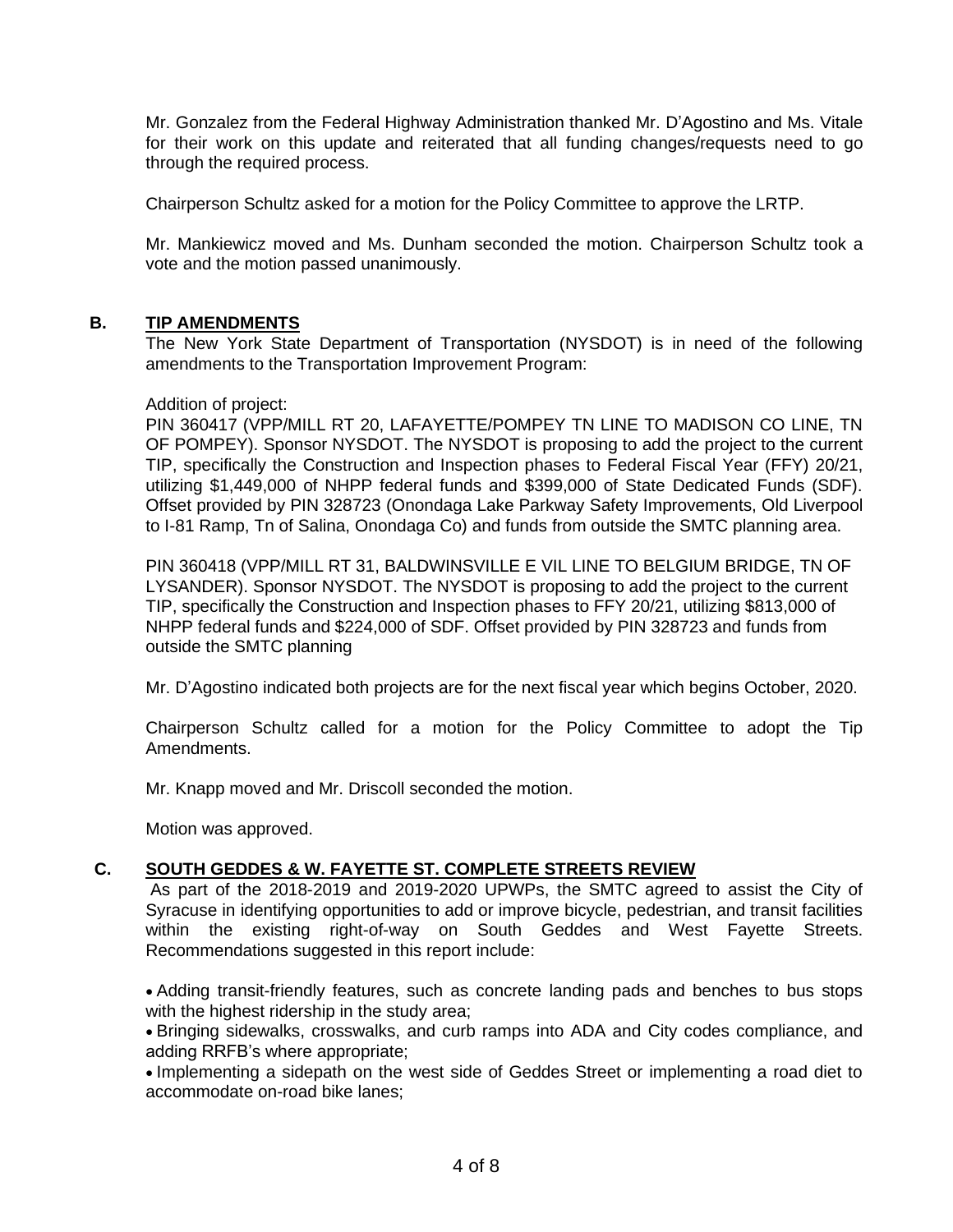Mr. Gonzalez from the Federal Highway Administration thanked Mr. D'Agostino and Ms. Vitale for their work on this update and reiterated that all funding changes/requests need to go through the required process.

Chairperson Schultz asked for a motion for the Policy Committee to approve the LRTP.

Mr. Mankiewicz moved and Ms. Dunham seconded the motion. Chairperson Schultz took a vote and the motion passed unanimously.

### B. TIP AMENDMENTS

The New York State Department of Transportation (NYSDOT) is in need of the following amendments to the Transportation Improvement Program:

Addition of project:

PIN 360417 (VPP/MILL RT 20, LAFAYETTE/POMPEY TN LINE TO MADISON CO LINE, TN OF POMPEY). Sponsor NYSDOT. The NYSDOT is proposing to add the project to the current TIP, specifically the Construction and Inspection phases to Federal Fiscal Year (FFY) 20/21, utilizing $1,449,000 of NHPP federal funds and $399,000 of State Dedicated Funds (SDF). Offset provided by PIN 328723 (Onondaga Lake Parkway Safety Improvements, Old Liverpool to I-81 Ramp, Tn of Salina, Onondaga Co) and funds from outside the SMTC planning area.

PIN 360418 (VPP/MILL RT 31, BALDWINSVILLE E VIL LINE TO BELGIUM BRIDGE, TN OF LYSANDER). Sponsor NYSDOT. The NYSDOT is proposing to add the project to the current TIP, specifically the Construction and Inspection phases to FFY 20/21, utilizing $813,000 of NHPP federal funds and $224,000 of SDF. Offset provided by PIN 328723 and funds from outside the SMTC planning

Mr. D'Agostino indicated both projects are for the next fiscal year which begins October, 2020.

Chairperson Schultz called for a motion for the Policy Committee to adopt the Tip Amendments.

Mr. Knapp moved and Mr. Driscoll seconded the motion.

Motion was approved.

### C. SOUTH GEDDES & W. FAYETTE ST. COMPLETE STREETS REVIEW

As part of the 2018-2019 and 2019-2020 UPWPs, the SMTC agreed to assist the City of Syracuse in identifying opportunities to add or improve bicycle, pedestrian, and transit facilities within the existing right-of-way on South Geddes and West Fayette Streets. Recommendations suggested in this report include:

- Adding transit-friendly features, such as concrete landing pads and benches to bus stops with the highest ridership in the study area;
- Bringing sidewalks, crosswalks, and curb ramps into ADA and City codes compliance, and adding RRFB's where appropriate;
- Implementing a sidepath on the west side of Geddes Street or implementing a road diet to accommodate on-road bike lanes;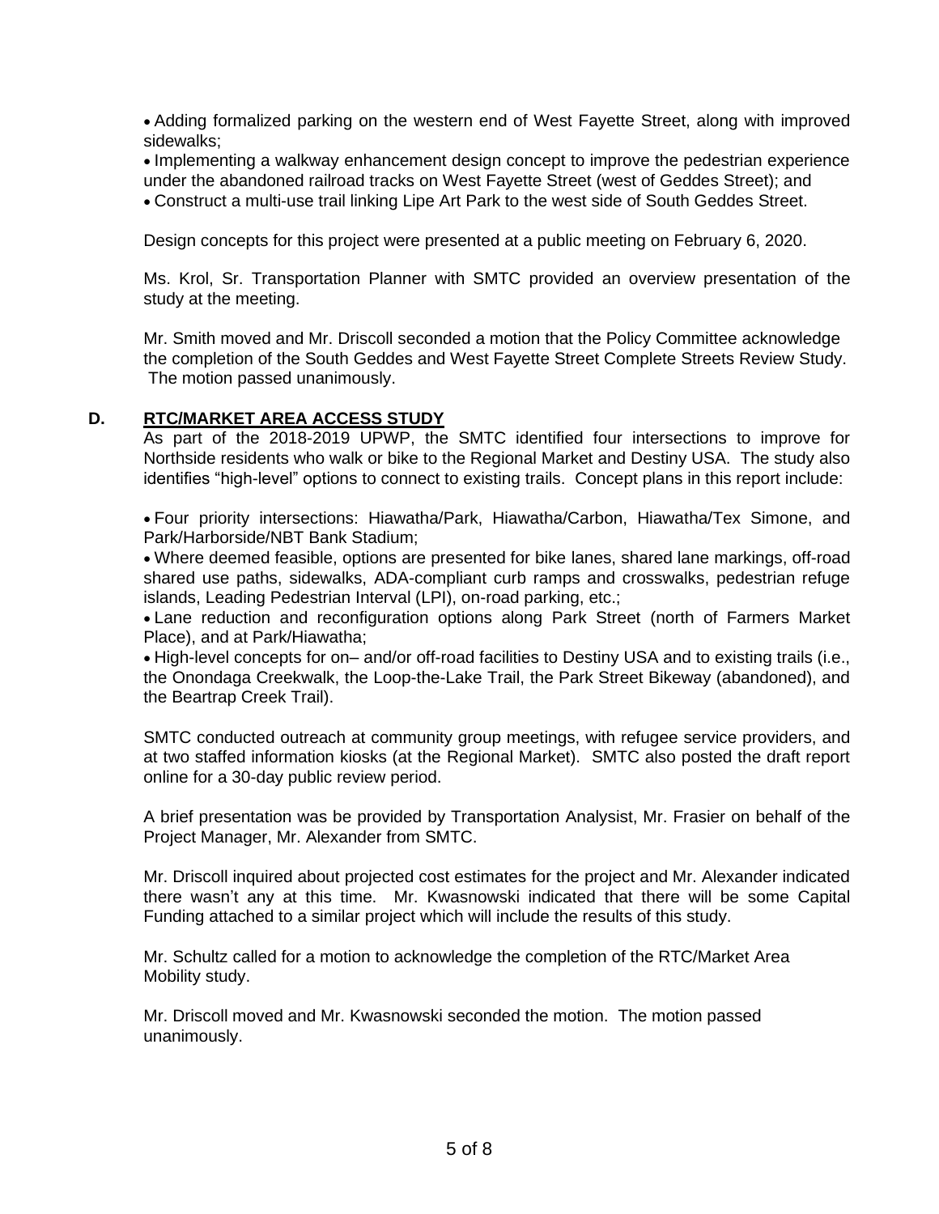- Adding formalized parking on the western end of West Fayette Street, along with improved sidewalks;
- Implementing a walkway enhancement design concept to improve the pedestrian experience under the abandoned railroad tracks on West Fayette Street (west of Geddes Street); and
- Construct a multi-use trail linking Lipe Art Park to the west side of South Geddes Street.

Design concepts for this project were presented at a public meeting on February 6, 2020.

Ms. Krol, Sr. Transportation Planner with SMTC provided an overview presentation of the study at the meeting.

Mr. Smith moved and Mr. Driscoll seconded a motion that the Policy Committee acknowledge the completion of the South Geddes and West Fayette Street Complete Streets Review Study. The motion passed unanimously.

**D. RTC/MARKET AREA ACCESS STUDY**

As part of the 2018-2019 UPWP, the SMTC identified four intersections to improve for Northside residents who walk or bike to the Regional Market and Destiny USA. The study also identifies "high-level" options to connect to existing trails. Concept plans in this report include:

- Four priority intersections: Hiawatha/Park, Hiawatha/Carbon, Hiawatha/Tex Simone, and Park/Harborside/NBT Bank Stadium;
- Where deemed feasible, options are presented for bike lanes, shared lane markings, off-road shared use paths, sidewalks, ADA-compliant curb ramps and crosswalks, pedestrian refuge islands, Leading Pedestrian Interval (LPI), on-road parking, etc.;
- Lane reduction and reconfiguration options along Park Street (north of Farmers Market Place), and at Park/Hiawatha;
- High-level concepts for on– and/or off-road facilities to Destiny USA and to existing trails (i.e., the Onondaga Creekwalk, the Loop-the-Lake Trail, the Park Street Bikeway (abandoned), and the Beartrap Creek Trail).

SMTC conducted outreach at community group meetings, with refugee service providers, and at two staffed information kiosks (at the Regional Market). SMTC also posted the draft report online for a 30-day public review period.

A brief presentation was be provided by Transportation Analysist, Mr. Frasier on behalf of the Project Manager, Mr. Alexander from SMTC.

Mr. Driscoll inquired about projected cost estimates for the project and Mr. Alexander indicated there wasn't any at this time. Mr. Kwasnowski indicated that there will be some Capital Funding attached to a similar project which will include the results of this study.

Mr. Schultz called for a motion to acknowledge the completion of the RTC/Market Area Mobility study.

Mr. Driscoll moved and Mr. Kwasnowski seconded the motion. The motion passed unanimously.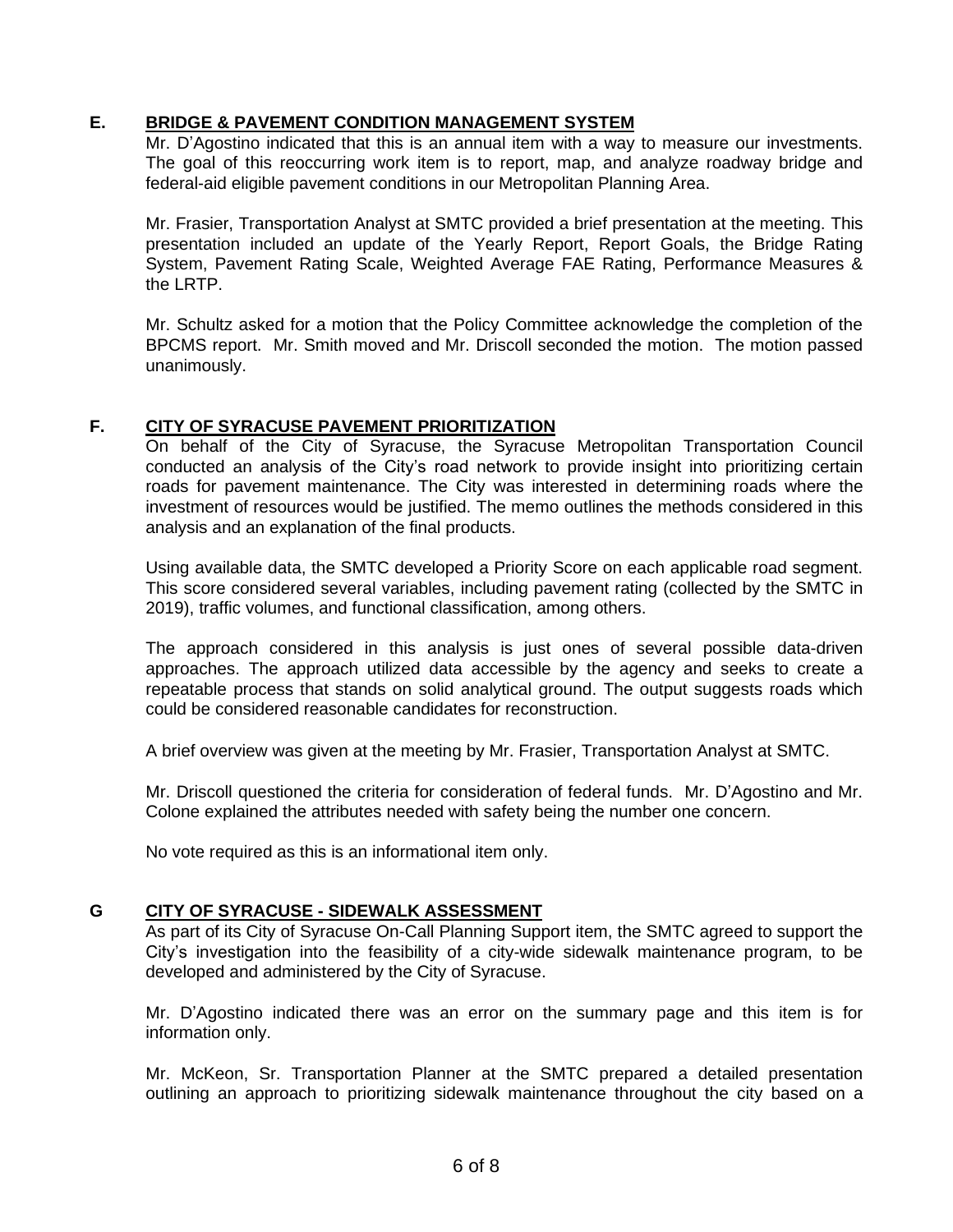## E. BRIDGE & PAVEMENT CONDITION MANAGEMENT SYSTEM

Mr. D'Agostino indicated that this is an annual item with a way to measure our investments. The goal of this reoccurring work item is to report, map, and analyze roadway bridge and federal-aid eligible pavement conditions in our Metropolitan Planning Area.

Mr. Frasier, Transportation Analyst at SMTC provided a brief presentation at the meeting. This presentation included an update of the Yearly Report, Report Goals, the Bridge Rating System, Pavement Rating Scale, Weighted Average FAE Rating, Performance Measures & the LRTP.

Mr. Schultz asked for a motion that the Policy Committee acknowledge the completion of the BPCMS report. Mr. Smith moved and Mr. Driscoll seconded the motion. The motion passed unanimously.

## F. CITY OF SYRACUSE PAVEMENT PRIORITIZATION

On behalf of the City of Syracuse, the Syracuse Metropolitan Transportation Council conducted an analysis of the City's road network to provide insight into prioritizing certain roads for pavement maintenance. The City was interested in determining roads where the investment of resources would be justified. The memo outlines the methods considered in this analysis and an explanation of the final products.

Using available data, the SMTC developed a Priority Score on each applicable road segment. This score considered several variables, including pavement rating (collected by the SMTC in 2019), traffic volumes, and functional classification, among others.

The approach considered in this analysis is just ones of several possible data-driven approaches. The approach utilized data accessible by the agency and seeks to create a repeatable process that stands on solid analytical ground. The output suggests roads which could be considered reasonable candidates for reconstruction.

A brief overview was given at the meeting by Mr. Frasier, Transportation Analyst at SMTC.

Mr. Driscoll questioned the criteria for consideration of federal funds. Mr. D'Agostino and Mr. Colone explained the attributes needed with safety being the number one concern.

No vote required as this is an informational item only.

## G CITY OF SYRACUSE - SIDEWALK ASSESSMENT

As part of its City of Syracuse On-Call Planning Support item, the SMTC agreed to support the City's investigation into the feasibility of a city-wide sidewalk maintenance program, to be developed and administered by the City of Syracuse.

Mr. D'Agostino indicated there was an error on the summary page and this item is for information only.

Mr. McKeon, Sr. Transportation Planner at the SMTC prepared a detailed presentation outlining an approach to prioritizing sidewalk maintenance throughout the city based on a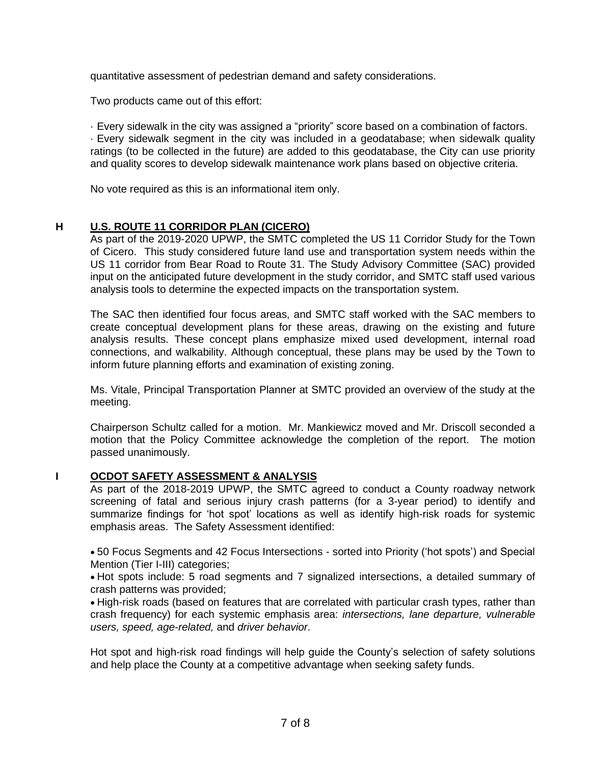quantitative assessment of pedestrian demand and safety considerations.

Two products came out of this effort:

· Every sidewalk in the city was assigned a "priority" score based on a combination of factors.
· Every sidewalk segment in the city was included in a geodatabase; when sidewalk quality ratings (to be collected in the future) are added to this geodatabase, the City can use priority and quality scores to develop sidewalk maintenance work plans based on objective criteria.

No vote required as this is an informational item only.

## H U.S. ROUTE 11 CORRIDOR PLAN (CICERO)

As part of the 2019-2020 UPWP, the SMTC completed the US 11 Corridor Study for the Town of Cicero. This study considered future land use and transportation system needs within the US 11 corridor from Bear Road to Route 31. The Study Advisory Committee (SAC) provided input on the anticipated future development in the study corridor, and SMTC staff used various analysis tools to determine the expected impacts on the transportation system.

The SAC then identified four focus areas, and SMTC staff worked with the SAC members to create conceptual development plans for these areas, drawing on the existing and future analysis results. These concept plans emphasize mixed used development, internal road connections, and walkability. Although conceptual, these plans may be used by the Town to inform future planning efforts and examination of existing zoning.

Ms. Vitale, Principal Transportation Planner at SMTC provided an overview of the study at the meeting.

Chairperson Schultz called for a motion. Mr. Mankiewicz moved and Mr. Driscoll seconded a motion that the Policy Committee acknowledge the completion of the report. The motion passed unanimously.

## I OCDOT SAFETY ASSESSMENT & ANALYSIS

As part of the 2018-2019 UPWP, the SMTC agreed to conduct a County roadway network screening of fatal and serious injury crash patterns (for a 3-year period) to identify and summarize findings for 'hot spot' locations as well as identify high-risk roads for systemic emphasis areas. The Safety Assessment identified:

- 50 Focus Segments and 42 Focus Intersections - sorted into Priority ('hot spots') and Special Mention (Tier I-III) categories;
- Hot spots include: 5 road segments and 7 signalized intersections, a detailed summary of crash patterns was provided;
- High-risk roads (based on features that are correlated with particular crash types, rather than crash frequency) for each systemic emphasis area: *intersections, lane departure, vulnerable users, speed, age-related,* and *driver behavior*.

Hot spot and high-risk road findings will help guide the County's selection of safety solutions and help place the County at a competitive advantage when seeking safety funds.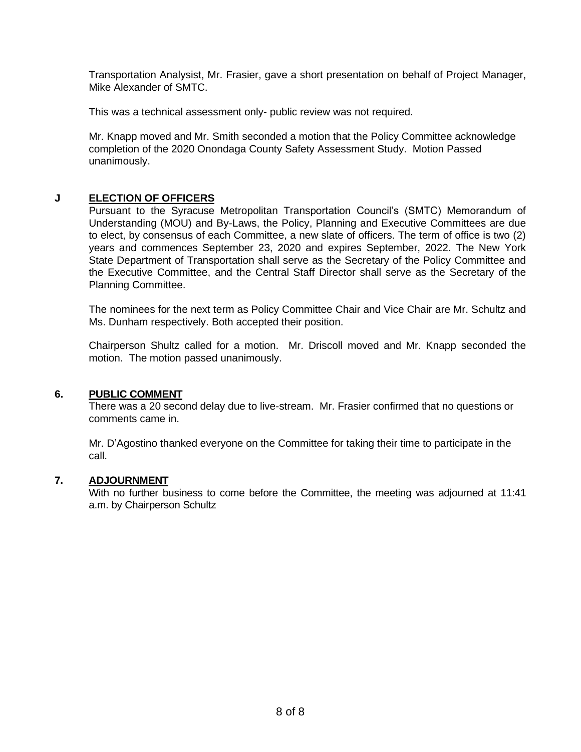Transportation Analyst, Mr. Frasier, gave a short presentation on behalf of Project Manager, Mike Alexander of SMTC.

This was a technical assessment only- public review was not required.

Mr. Knapp moved and Mr. Smith seconded a motion that the Policy Committee acknowledge completion of the 2020 Onondaga County Safety Assessment Study. Motion Passed unanimously.

## J **ELECTION OF OFFICERS**

Pursuant to the Syracuse Metropolitan Transportation Council's (SMTC) Memorandum of Understanding (MOU) and By-Laws, the Policy, Planning and Executive Committees are due to elect, by consensus of each Committee, a new slate of officers. The term of office is two (2) years and commences September 23, 2020 and expires September, 2022. The New York State Department of Transportation shall serve as the Secretary of the Policy Committee and the Executive Committee, and the Central Staff Director shall serve as the Secretary of the Planning Committee.

The nominees for the next term as Policy Committee Chair and Vice Chair are Mr. Schultz and Ms. Dunham respectively. Both accepted their position.

Chairperson Shultz called for a motion. Mr. Driscoll moved and Mr. Knapp seconded the motion. The motion passed unanimously.

## 6. **PUBLIC COMMENT**

There was a 20 second delay due to live-stream. Mr. Frasier confirmed that no questions or comments came in.

Mr. D'Agostino thanked everyone on the Committee for taking their time to participate in the call.

## 7. **ADJOURNMENT**

With no further business to come before the Committee, the meeting was adjourned at 11:41 a.m. by Chairperson Schultz